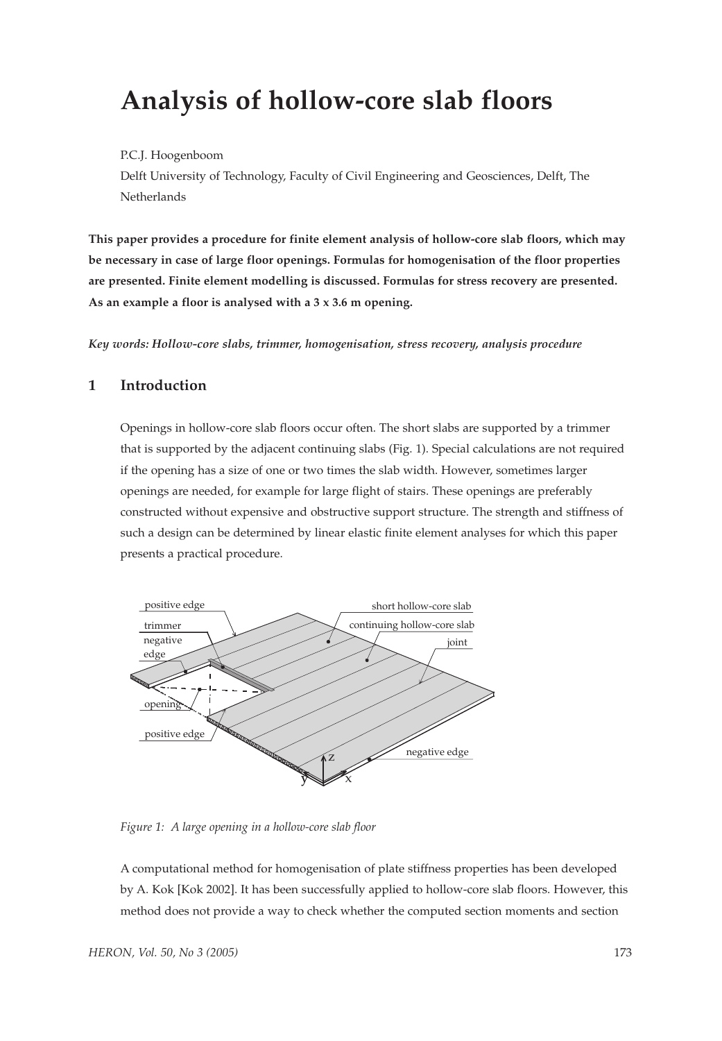# Analysis of hollow-core slab floors

P.C.J. Hoogenboom

Delft University of Technology, Faculty of Civil Engineering and Geosciences, Delft, The Netherlands

**This paper provides a procedure for finite element analysis of hollow-core slab floors, which may be necessary in case of large floor openings. Formulas for homogenisation of the floor properties are presented. Finite element modelling is discussed. Formulas for stress recovery are presented. As an example a floor is analysed with a 3 x 3.6 m opening.**

***Key words: Hollow-core slabs, trimmer, homogenisation, stress recovery, analysis procedure***

## 1 Introduction

Openings in hollow-core slab floors occur often. The short slabs are supported by a trimmer that is supported by the adjacent continuing slabs (Fig. 1). Special calculations are not required if the opening has a size of one or two times the slab width. However, sometimes larger openings are needed, for example for large flight of stairs. These openings are preferably constructed without expensive and obstructive support structure. The strength and stiffness of such a design can be determined by linear elastic finite element analyses for which this paper presents a practical procedure.

*Figure 1: A large opening in a hollow-core slab floor*

A computational method for homogenisation of plate stiffness properties has been developed by A. Kok [Kok 2002]. It has been successfully applied to hollow-core slab floors. However, this method does not provide a way to check whether the computed section moments and section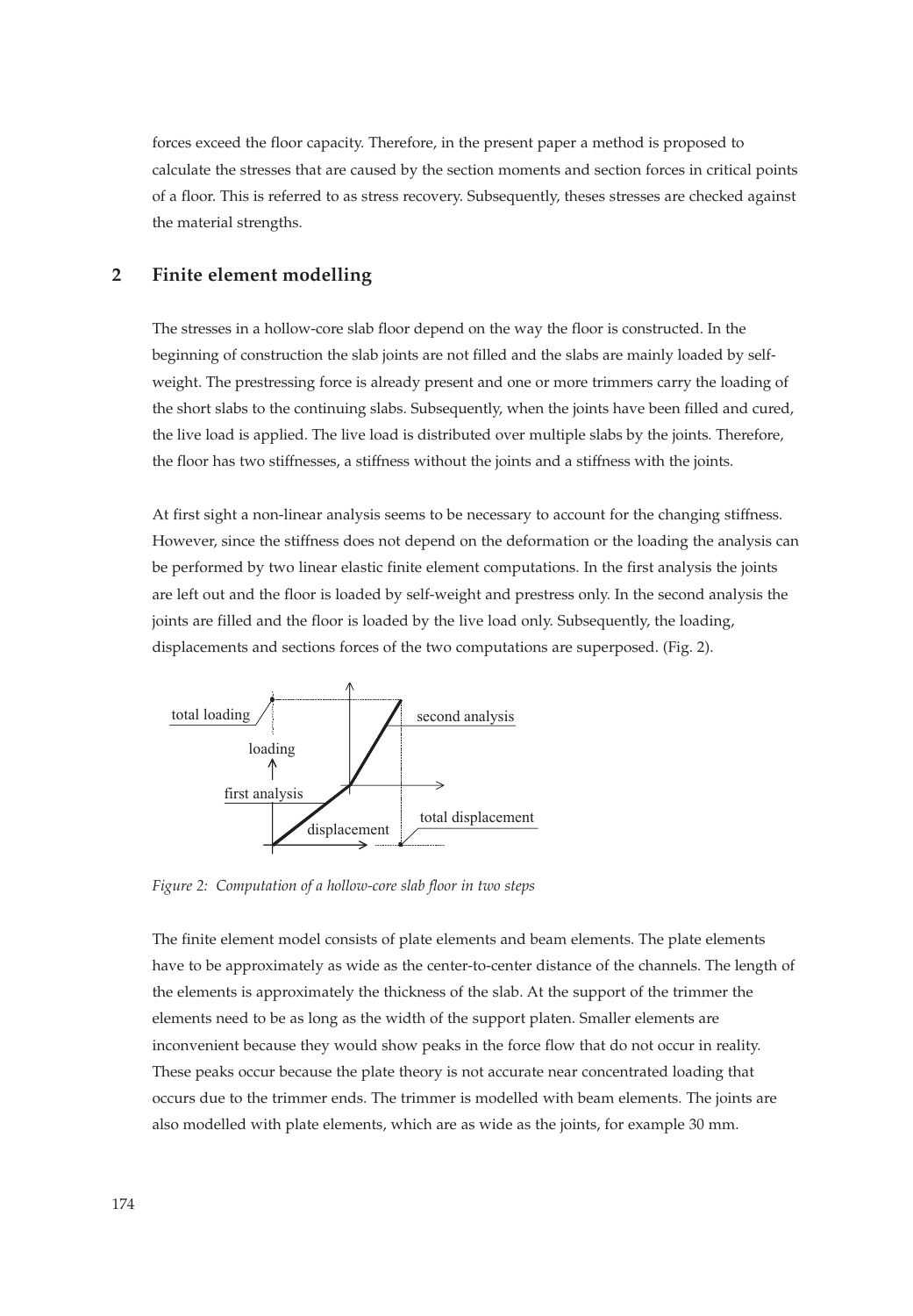forces exceed the floor capacity. Therefore, in the present paper a method is proposed to calculate the stresses that are caused by the section moments and section forces in critical points of a floor. This is referred to as stress recovery. Subsequently, theses stresses are checked against the material strengths.

## 2 Finite element modelling

The stresses in a hollow-core slab floor depend on the way the floor is constructed. In the beginning of construction the slab joints are not filled and the slabs are mainly loaded by self-weight. The prestressing force is already present and one or more trimmers carry the loading of the short slabs to the continuing slabs. Subsequently, when the joints have been filled and cured, the live load is applied. The live load is distributed over multiple slabs by the joints. Therefore, the floor has two stiffnesses, a stiffness without the joints and a stiffness with the joints.

At first sight a non-linear analysis seems to be necessary to account for the changing stiffness. However, since the stiffness does not depend on the deformation or the loading the analysis can be performed by two linear elastic finite element computations. In the first analysis the joints are left out and the floor is loaded by self-weight and prestress only. In the second analysis the joints are filled and the floor is loaded by the live load only. Subsequently, the loading, displacements and sections forces of the two computations are superposed. (Fig. 2).

*Figure 2: Computation of a hollow-core slab floor in two steps*

The finite element model consists of plate elements and beam elements. The plate elements have to be approximately as wide as the center-to-center distance of the channels. The length of the elements is approximately the thickness of the slab. At the support of the trimmer the elements need to be as long as the width of the support platen. Smaller elements are inconvenient because they would show peaks in the force flow that do not occur in reality. These peaks occur because the plate theory is not accurate near concentrated loading that occurs due to the trimmer ends. The trimmer is modelled with beam elements. The joints are also modelled with plate elements, which are as wide as the joints, for example 30 mm.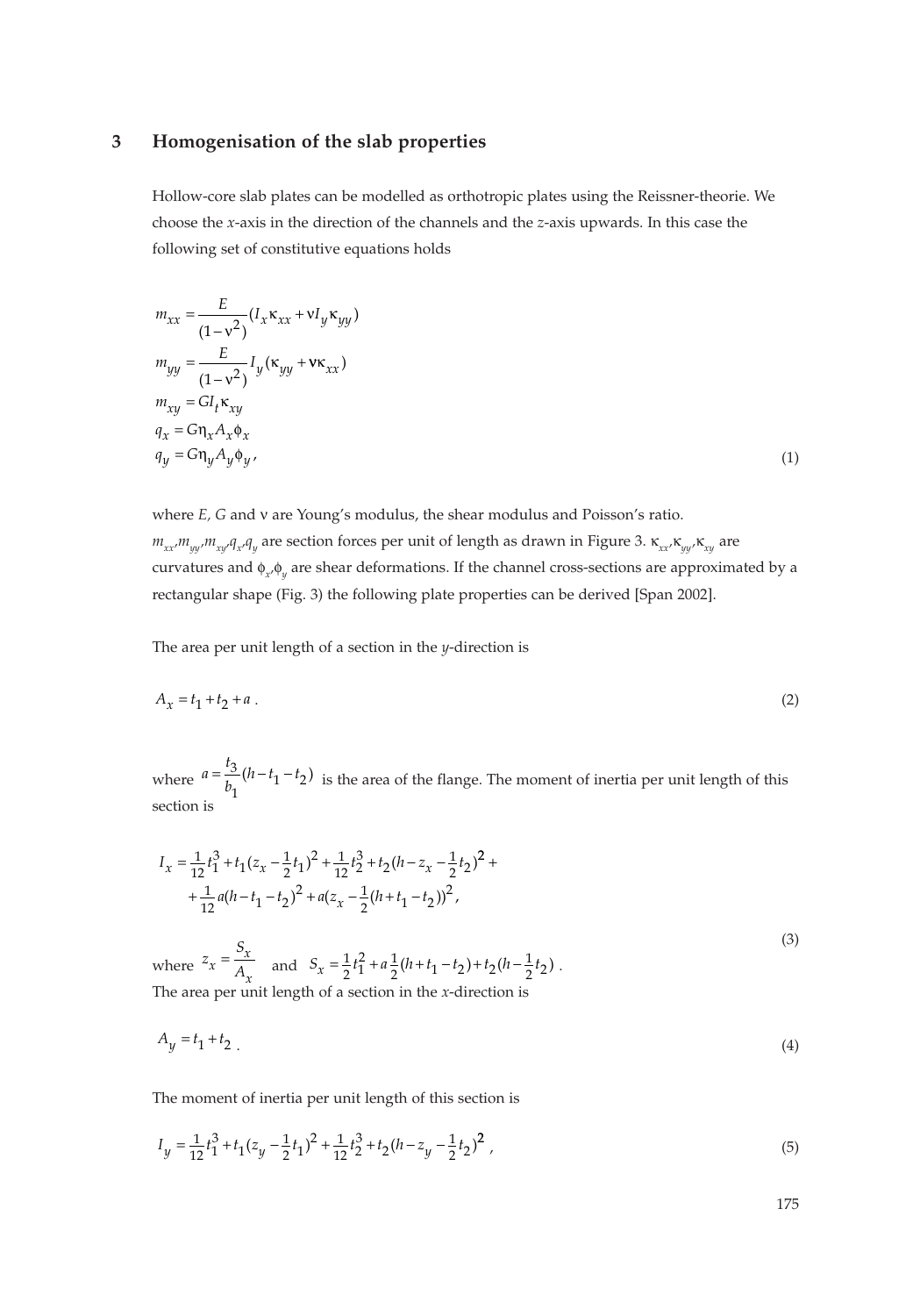## 3 Homogenisation of the slab properties

Hollow-core slab plates can be modelled as orthotropic plates using the Reissner-theorie. We choose the $x$-axis in the direction of the channels and the $z$-axis upwards. In this case the following set of constitutive equations holds

$$
\begin{aligned}
m_{xx} &= \frac{E}{(1-\nu^2)}(I_x \kappa_{xx} + \nu I_y \kappa_{yy}) \\
m_{yy} &= \frac{E}{(1-\nu^2)} I_y (\kappa_{yy} + \nu \kappa_{xx}) \\
m_{xy} &= G I_t \kappa_{xy} \\
q_x &= G \eta_x A_x \phi_x \\
q_y &= G \eta_y A_y \phi_y ,
\end{aligned}
\tag{1}
$$

where $E$, $G$ and $\nu$ are Young's modulus, the shear modulus and Poisson's ratio. $m_{xx}, m_{yy}, m_{xy}, q_x, q_y$ are section forces per unit of length as drawn in Figure 3. $\kappa_{xx}, \kappa_{yy}, \kappa_{xy}$ are curvatures and $\phi_x, \phi_y$ are shear deformations. If the channel cross-sections are approximated by a rectangular shape (Fig. 3) the following plate properties can be derived [Span 2002].

The area per unit length of a section in the $y$-direction is

$$
A_x = t_1 + t_2 + a \, . \tag{2}
$$

where $a = \frac{t_3}{b_1}(h - t_1 - t_2)$ is the area of the flange. The moment of inertia per unit length of this section is

$$
\begin{aligned}
I_x = {} & \tfrac{1}{12} t_1^3 + t_1 (z_x - \tfrac{1}{2} t_1)^2 + \tfrac{1}{12} t_2^3 + t_2 (h - z_x - \tfrac{1}{2} t_2)^2 + \\
& + \tfrac{1}{12} a (h - t_1 - t_2)^2 + a (z_x - \tfrac{1}{2}(h + t_1 - t_2))^2 ,
\end{aligned}
\tag{3}
$$

where $z_x = \frac{S_x}{A_x}$ and $S_x = \frac{1}{2} t_1^2 + a \frac{1}{2}(h + t_1 - t_2) + t_2 (h - \frac{1}{2} t_2)$ .

The area per unit length of a section in the $x$-direction is

$$
A_y = t_1 + t_2 \, . \tag{4}
$$

The moment of inertia per unit length of this section is

$$
I_y = \tfrac{1}{12} t_1^3 + t_1 (z_y - \tfrac{1}{2} t_1)^2 + \tfrac{1}{12} t_2^3 + t_2 (h - z_y - \tfrac{1}{2} t_2)^2 \, , \tag{5}
$$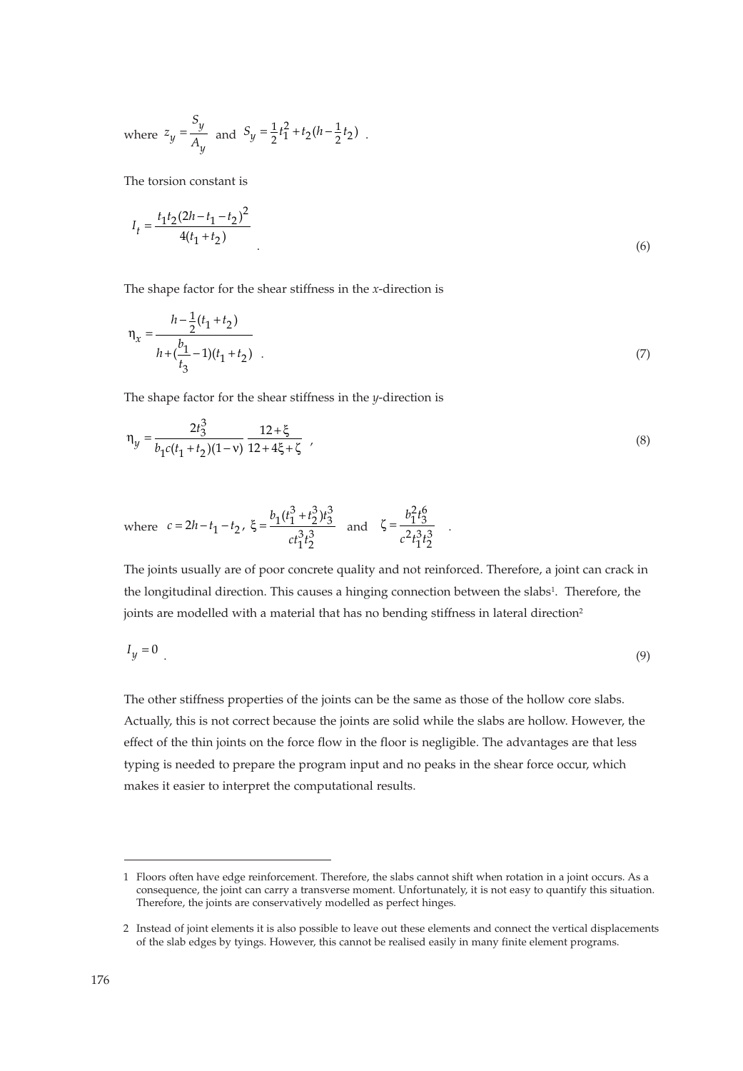where $z_y = \dfrac{S_y}{A_y}$ and $S_y = \frac{1}{2} t_1^2 + t_2 (h - \frac{1}{2} t_2)$ .

The torsion constant is

$$I_t = \frac{t_1 t_2 (2h - t_1 - t_2)^2}{4(t_1 + t_2)} \quad . \tag{6}$$

The shape factor for the shear stiffness in the *x*-direction is

$$\eta_x = \frac{h - \frac{1}{2}(t_1 + t_2)}{h + (\frac{b_1}{t_3} - 1)(t_1 + t_2)} \quad . \tag{7}$$

The shape factor for the shear stiffness in the *y*-direction is

$$\eta_y = \frac{2 t_3^3}{b_1 c (t_1 + t_2)(1 - \nu)} \, \frac{12 + \xi}{12 + 4\xi + \zeta} \quad , \tag{8}$$

where $c = 2h - t_1 - t_2$, $\xi = \dfrac{b_1 (t_1^3 + t_2^3) t_3^3}{c t_1^3 t_2^3}$ and $\zeta = \dfrac{b_1^2 t_3^6}{c^2 t_1^3 t_2^3}$ .

The joints usually are of poor concrete quality and not reinforced. Therefore, a joint can crack in the longitudinal direction. This causes a hinging connection between the slabs[1]. Therefore, the joints are modelled with a material that has no bending stiffness in lateral direction[2]

$$I_y = 0 \quad . \tag{9}$$

The other stiffness properties of the joints can be the same as those of the hollow core slabs. Actually, this is not correct because the joints are solid while the slabs are hollow. However, the effect of the thin joints on the force flow in the floor is negligible. The advantages are that less typing is needed to prepare the program input and no peaks in the shear force occur, which makes it easier to interpret the computational results.

---

1 Floors often have edge reinforcement. Therefore, the slabs cannot shift when rotation in a joint occurs. As a consequence, the joint can carry a transverse moment. Unfortunately, it is not easy to quantify this situation. Therefore, the joints are conservatively modelled as perfect hinges.

2 Instead of joint elements it is also possible to leave out these elements and connect the vertical displacements of the slab edges by tyings. However, this cannot be realised easily in many finite element programs.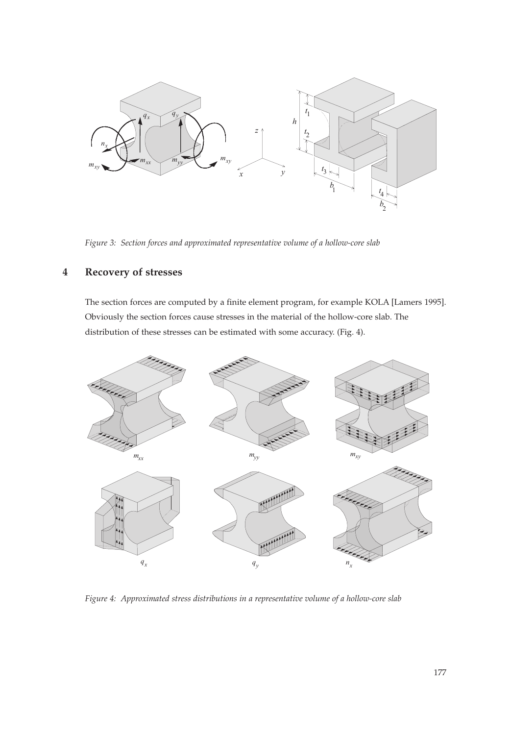*Figure 3: Section forces and approximated representative volume of a hollow-core slab*

## 4 Recovery of stresses

The section forces are computed by a finite element program, for example KOLA [Lamers 1995]. Obviously the section forces cause stresses in the material of the hollow-core slab. The distribution of these stresses can be estimated with some accuracy. (Fig. 4).

*Figure 4: Approximated stress distributions in a representative volume of a hollow-core slab*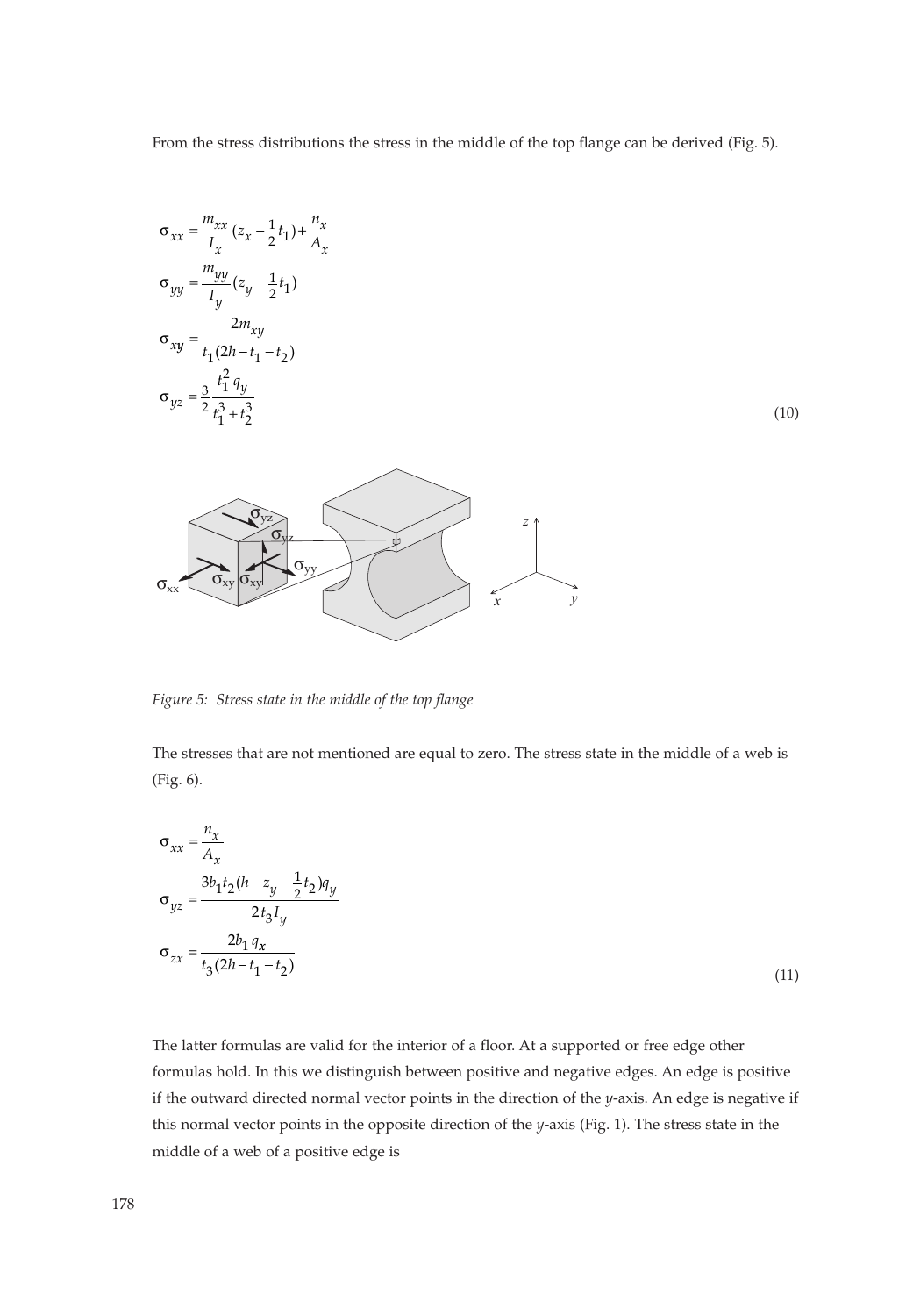From the stress distributions the stress in the middle of the top flange can be derived (Fig. 5).

$$
\begin{aligned}
\sigma_{xx} &= \frac{m_{xx}}{I_x}\left(z_x - \frac{1}{2}t_1\right) + \frac{n_x}{A_x} \\
\sigma_{yy} &= \frac{m_{yy}}{I_y}\left(z_y - \frac{1}{2}t_1\right) \\
\sigma_{xy} &= \frac{2m_{xy}}{t_1(2h - t_1 - t_2)} \\
\sigma_{yz} &= \frac{3}{2}\frac{t_1^2\, q_y}{t_1^3 + t_2^3}
\end{aligned} \tag{10}
$$

*Figure 5: Stress state in the middle of the top flange*

The stresses that are not mentioned are equal to zero. The stress state in the middle of a web is (Fig. 6).

$$
\begin{aligned}
\sigma_{xx} &= \frac{n_x}{A_x} \\
\sigma_{yz} &= \frac{3b_1 t_2 (h - z_y - \frac{1}{2}t_2) q_y}{2t_3 I_y} \\
\sigma_{zx} &= \frac{2b_1\, q_x}{t_3(2h - t_1 - t_2)}
\end{aligned} \tag{11}
$$

The latter formulas are valid for the interior of a floor. At a supported or free edge other formulas hold. In this we distinguish between positive and negative edges. An edge is positive if the outward directed normal vector points in the direction of the *y*-axis. An edge is negative if this normal vector points in the opposite direction of the *y*-axis (Fig. 1). The stress state in the middle of a web of a positive edge is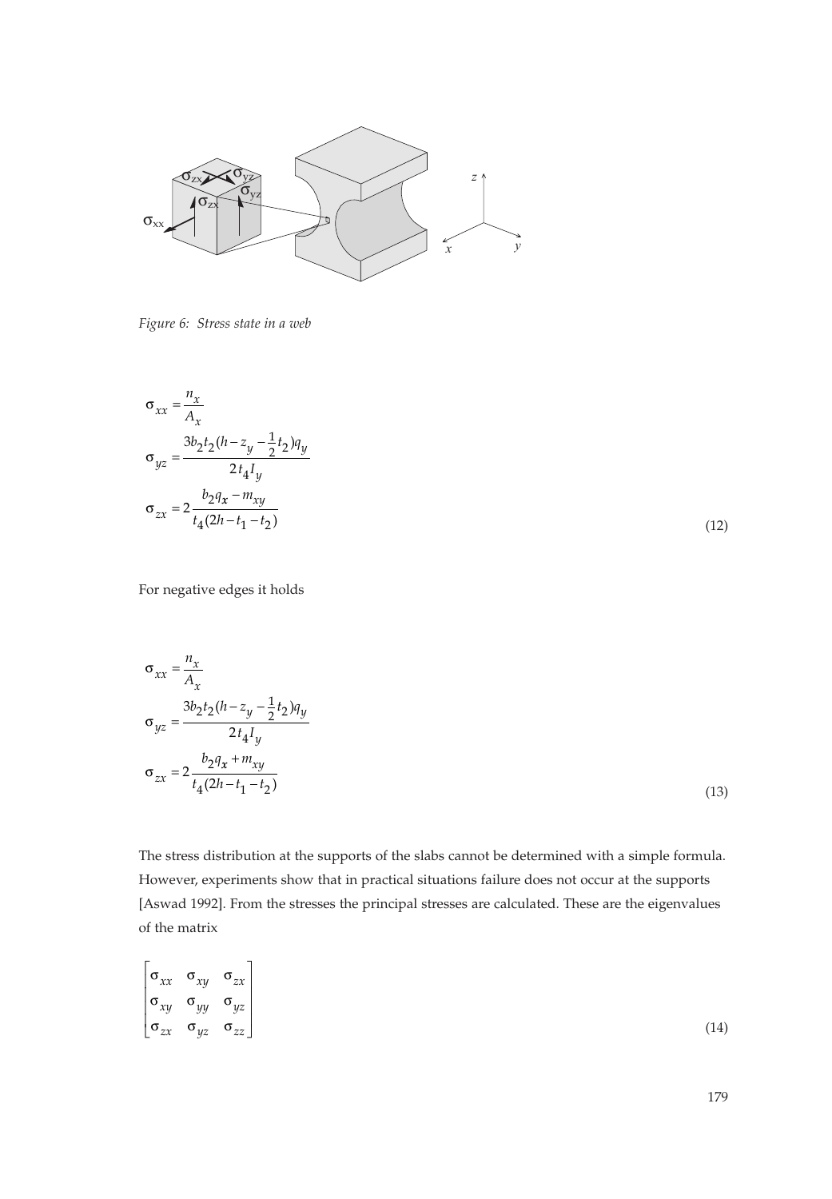*Figure 6: Stress state in a web*

$$
\begin{aligned}
\sigma_{xx} &= \frac{n_x}{A_x} \\
\sigma_{yz} &= \frac{3b_2t_2(h - z_y - \frac{1}{2}t_2)q_y}{2t_4I_y} \\
\sigma_{zx} &= 2\frac{b_2q_x - m_{xy}}{t_4(2h - t_1 - t_2)}
\end{aligned}
\tag{12}
$$

For negative edges it holds

$$
\begin{aligned}
\sigma_{xx} &= \frac{n_x}{A_x} \\
\sigma_{yz} &= \frac{3b_2t_2(h - z_y - \frac{1}{2}t_2)q_y}{2t_4I_y} \\
\sigma_{zx} &= 2\frac{b_2q_x + m_{xy}}{t_4(2h - t_1 - t_2)}
\end{aligned}
\tag{13}
$$

The stress distribution at the supports of the slabs cannot be determined with a simple formula. However, experiments show that in practical situations failure does not occur at the supports [Aswad 1992]. From the stresses the principal stresses are calculated. These are the eigenvalues of the matrix

$$
\begin{bmatrix}
\sigma_{xx} & \sigma_{xy} & \sigma_{zx} \\
\sigma_{xy} & \sigma_{yy} & \sigma_{yz} \\
\sigma_{zx} & \sigma_{yz} & \sigma_{zz}
\end{bmatrix}
\tag{14}
$$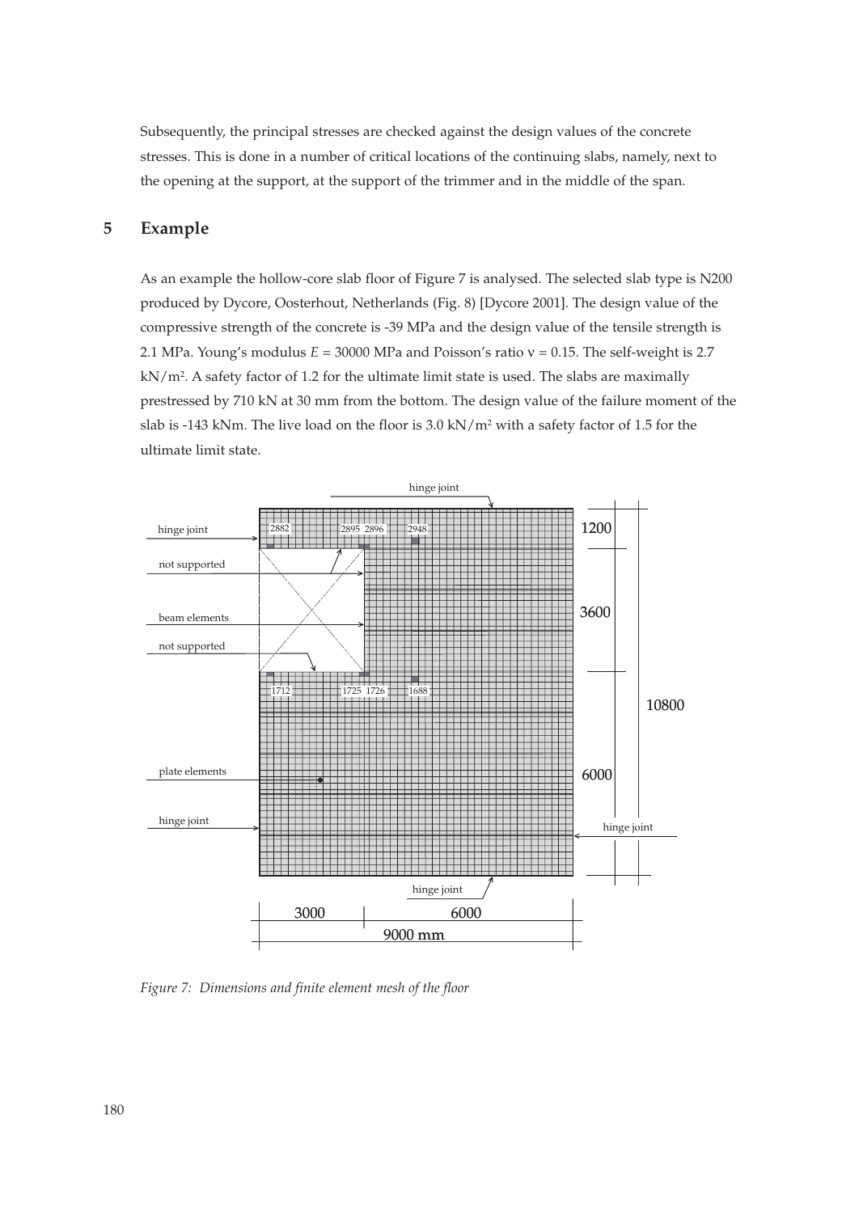Subsequently, the principal stresses are checked against the design values of the concrete stresses. This is done in a number of critical locations of the continuing slabs, namely, next to the opening at the support, at the support of the trimmer and in the middle of the span.

## 5 Example

As an example the hollow-core slab floor of Figure 7 is analysed. The selected slab type is N200 produced by Dycore, Oosterhout, Netherlands (Fig. 8) [Dycore 2001]. The design value of the compressive strength of the concrete is -39 MPa and the design value of the tensile strength is 2.1 MPa. Young's modulus $E$ = 30000 MPa and Poisson's ratio $\nu$ = 0.15. The self-weight is 2.7 kN/m$^2$. A safety factor of 1.2 for the ultimate limit state is used. The slabs are maximally prestressed by 710 kN at 30 mm from the bottom. The design value of the failure moment of the slab is -143 kNm. The live load on the floor is 3.0 kN/m$^2$ with a safety factor of 1.5 for the ultimate limit state.

*Figure 7: Dimensions and finite element mesh of the floor*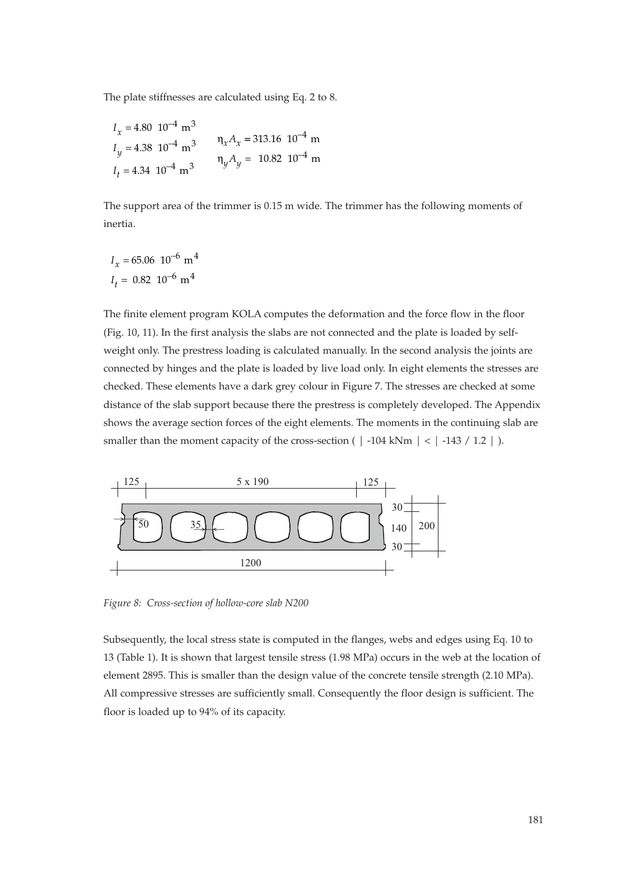The plate stiffnesses are calculated using Eq. 2 to 8.

$$I_x = 4.80 \ 10^{-4} \ \text{m}^3 \qquad \eta_x A_x = 313.16 \ 10^{-4} \ \text{m}$$
$$I_y = 4.38 \ 10^{-4} \ \text{m}^3 \qquad \eta_y A_y = 10.82 \ 10^{-4} \ \text{m}$$
$$I_t = 4.34 \ 10^{-4} \ \text{m}^3$$

The support area of the trimmer is 0.15 m wide. The trimmer has the following moments of inertia.

$$I_x = 65.06 \ 10^{-6} \ \text{m}^4$$
$$I_t = 0.82 \ 10^{-6} \ \text{m}^4$$

The finite element program KOLA computes the deformation and the force flow in the floor (Fig. 10, 11). In the first analysis the slabs are not connected and the plate is loaded by self-weight only. The prestress loading is calculated manually. In the second analysis the joints are connected by hinges and the plate is loaded by live load only. In eight elements the stresses are checked. These elements have a dark grey colour in Figure 7. The stresses are checked at some distance of the slab support because there the prestress is completely developed. The Appendix shows the average section forces of the eight elements. The moments in the continuing slab are smaller than the moment capacity of the cross-section ( | -104 kNm | < | -143 / 1.2 | ).

*Figure 8: Cross-section of hollow-core slab N200*

Subsequently, the local stress state is computed in the flanges, webs and edges using Eq. 10 to 13 (Table 1). It is shown that largest tensile stress (1.98 MPa) occurs in the web at the location of element 2895. This is smaller than the design value of the concrete tensile strength (2.10 MPa). All compressive stresses are sufficiently small. Consequently the floor design is sufficient. The floor is loaded up to 94% of its capacity.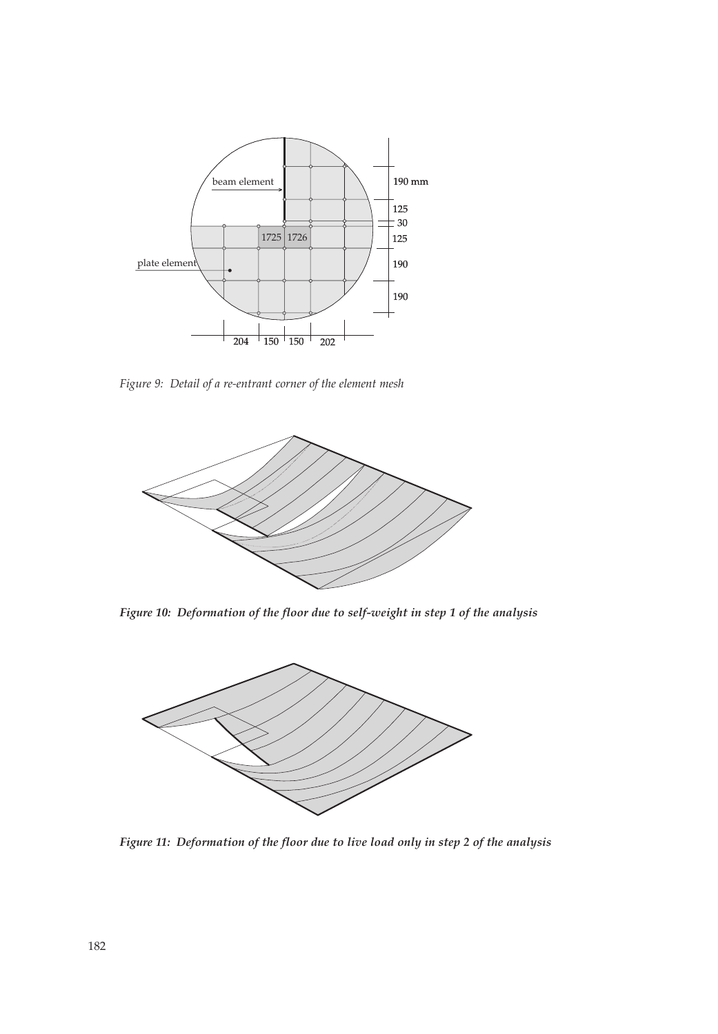*Figure 9: Detail of a re-entrant corner of the element mesh*

***Figure 10: Deformation of the floor due to self-weight in step 1 of the analysis***

***Figure 11: Deformation of the floor due to live load only in step 2 of the analysis***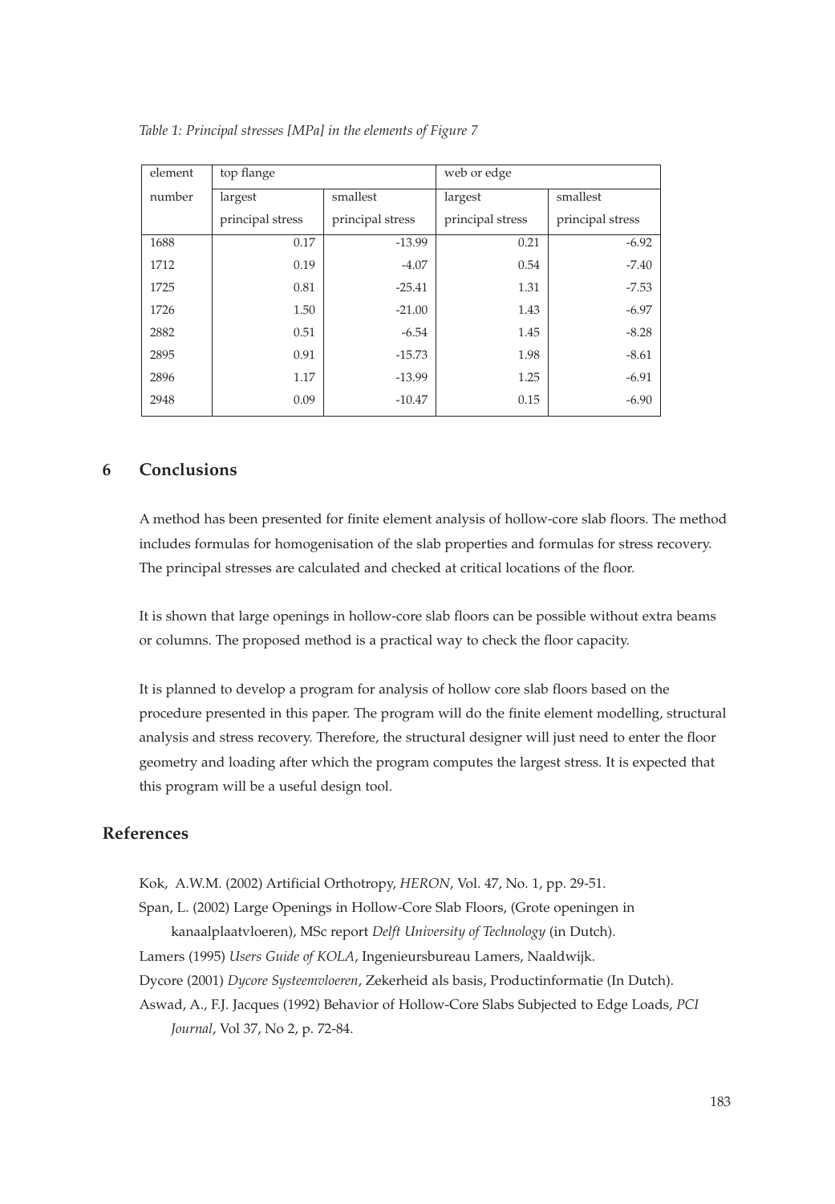*Table 1: Principal stresses [MPa] in the elements of Figure 7*

| element number | top flange | | web or edge | |
|---|---|---|---|---|
| | largest principal stress | smallest principal stress | largest principal stress | smallest principal stress |
| 1688 | 0.17 | -13.99 | 0.21 | -6.92 |
| 1712 | 0.19 | -4.07 | 0.54 | -7.40 |
| 1725 | 0.81 | -25.41 | 1.31 | -7.53 |
| 1726 | 1.50 | -21.00 | 1.43 | -6.97 |
| 2882 | 0.51 | -6.54 | 1.45 | -8.28 |
| 2895 | 0.91 | -15.73 | 1.98 | -8.61 |
| 2896 | 1.17 | -13.99 | 1.25 | -6.91 |
| 2948 | 0.09 | -10.47 | 0.15 | -6.90 |

## 6 Conclusions

A method has been presented for finite element analysis of hollow-core slab floors. The method includes formulas for homogenisation of the slab properties and formulas for stress recovery. The principal stresses are calculated and checked at critical locations of the floor.

It is shown that large openings in hollow-core slab floors can be possible without extra beams or columns. The proposed method is a practical way to check the floor capacity.

It is planned to develop a program for analysis of hollow core slab floors based on the procedure presented in this paper. The program will do the finite element modelling, structural analysis and stress recovery. Therefore, the structural designer will just need to enter the floor geometry and loading after which the program computes the largest stress. It is expected that this program will be a useful design tool.

## References

Kok, A.W.M. (2002) Artificial Orthotropy, *HERON*, Vol. 47, No. 1, pp. 29-51.

Span, L. (2002) Large Openings in Hollow-Core Slab Floors, (Grote openingen in kanaalplaatvloeren), MSc report *Delft University of Technology* (in Dutch).

Lamers (1995) *Users Guide of KOLA*, Ingenieursbureau Lamers, Naaldwijk.

Dycore (2001) *Dycore Systeemvloeren*, Zekerheid als basis, Productinformatie (In Dutch).

Aswad, A., F.J. Jacques (1992) Behavior of Hollow-Core Slabs Subjected to Edge Loads, *PCI Journal*, Vol 37, No 2, p. 72-84.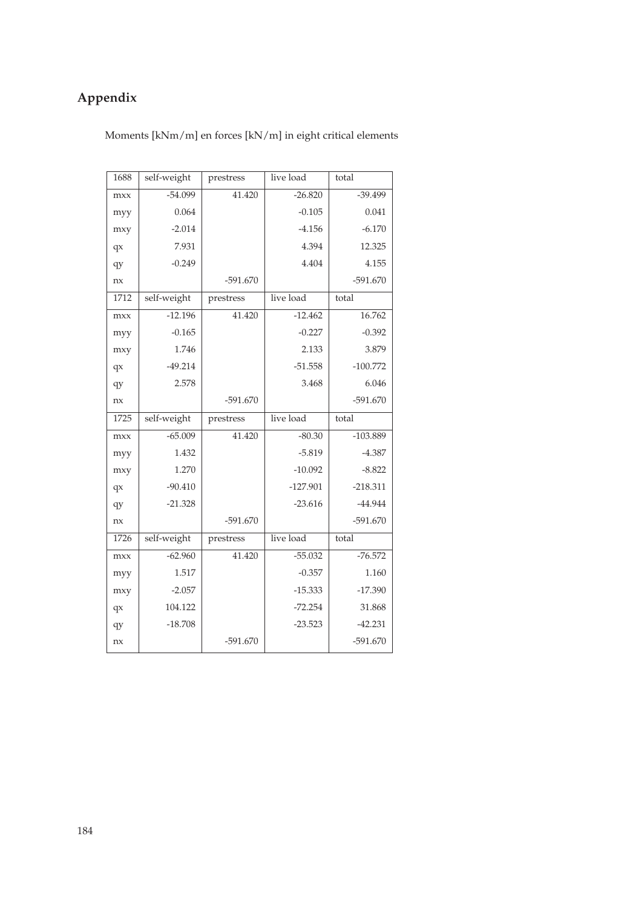## Appendix

Moments [kNm/m] en forces [kN/m] in eight critical elements

| 1688 | self-weight | prestress | live load | total |
|---|---|---|---|---|
| mxx | -54.099 | 41.420 | -26.820 | -39.499 |
| myy | 0.064 | | -0.105 | 0.041 |
| mxy | -2.014 | | -4.156 | -6.170 |
| qx | 7.931 | | 4.394 | 12.325 |
| qy | -0.249 | | 4.404 | 4.155 |
| nx | | -591.670 | | -591.670 |
| 1712 | self-weight | prestress | live load | total |
| mxx | -12.196 | 41.420 | -12.462 | 16.762 |
| myy | -0.165 | | -0.227 | -0.392 |
| mxy | 1.746 | | 2.133 | 3.879 |
| qx | -49.214 | | -51.558 | -100.772 |
| qy | 2.578 | | 3.468 | 6.046 |
| nx | | -591.670 | | -591.670 |
| 1725 | self-weight | prestress | live load | total |
| mxx | -65.009 | 41.420 | -80.30 | -103.889 |
| myy | 1.432 | | -5.819 | -4.387 |
| mxy | 1.270 | | -10.092 | -8.822 |
| qx | -90.410 | | -127.901 | -218.311 |
| qy | -21.328 | | -23.616 | -44.944 |
| nx | | -591.670 | | -591.670 |
| 1726 | self-weight | prestress | live load | total |
| mxx | -62.960 | 41.420 | -55.032 | -76.572 |
| myy | 1.517 | | -0.357 | 1.160 |
| mxy | -2.057 | | -15.333 | -17.390 |
| qx | 104.122 | | -72.254 | 31.868 |
| qy | -18.708 | | -23.523 | -42.231 |
| nx | | -591.670 | | -591.670 |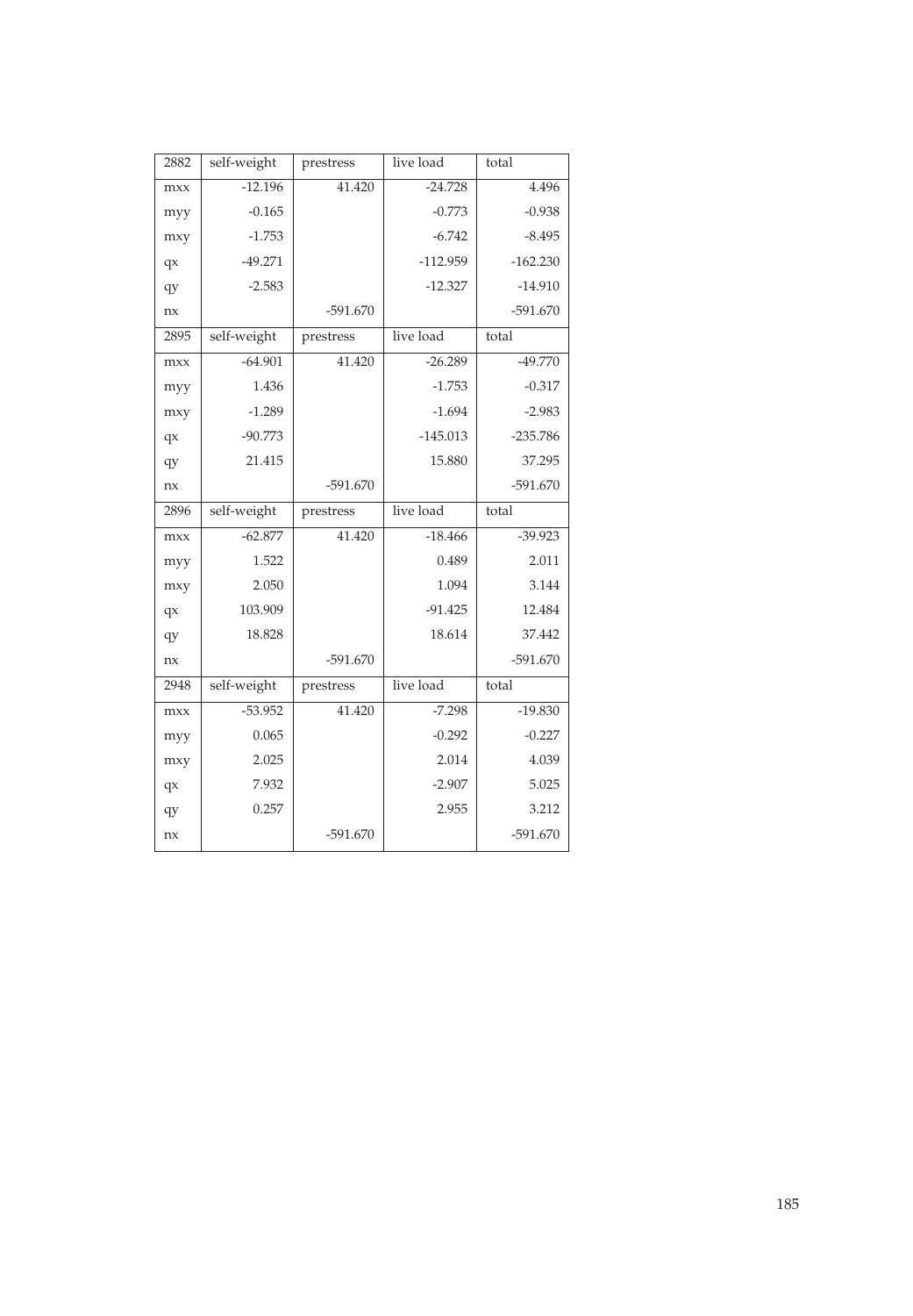| 2882 | self-weight | prestress | live load | total |
|---|---|---|---|---|
| mxx | -12.196 | 41.420 | -24.728 | 4.496 |
| myy | -0.165 | | -0.773 | -0.938 |
| mxy | -1.753 | | -6.742 | -8.495 |
| qx | -49.271 | | -112.959 | -162.230 |
| qy | -2.583 | | -12.327 | -14.910 |
| nx | | -591.670 | | -591.670 |
| 2895 | self-weight | prestress | live load | total |
| mxx | -64.901 | 41.420 | -26.289 | -49.770 |
| myy | 1.436 | | -1.753 | -0.317 |
| mxy | -1.289 | | -1.694 | -2.983 |
| qx | -90.773 | | -145.013 | -235.786 |
| qy | 21.415 | | 15.880 | 37.295 |
| nx | | -591.670 | | -591.670 |
| 2896 | self-weight | prestress | live load | total |
| mxx | -62.877 | 41.420 | -18.466 | -39.923 |
| myy | 1.522 | | 0.489 | 2.011 |
| mxy | 2.050 | | 1.094 | 3.144 |
| qx | 103.909 | | -91.425 | 12.484 |
| qy | 18.828 | | 18.614 | 37.442 |
| nx | | -591.670 | | -591.670 |
| 2948 | self-weight | prestress | live load | total |
| mxx | -53.952 | 41.420 | -7.298 | -19.830 |
| myy | 0.065 | | -0.292 | -0.227 |
| mxy | 2.025 | | 2.014 | 4.039 |
| qx | 7.932 | | -2.907 | 5.025 |
| qy | 0.257 | | 2.955 | 3.212 |
| nx | | -591.670 | | -591.670 |